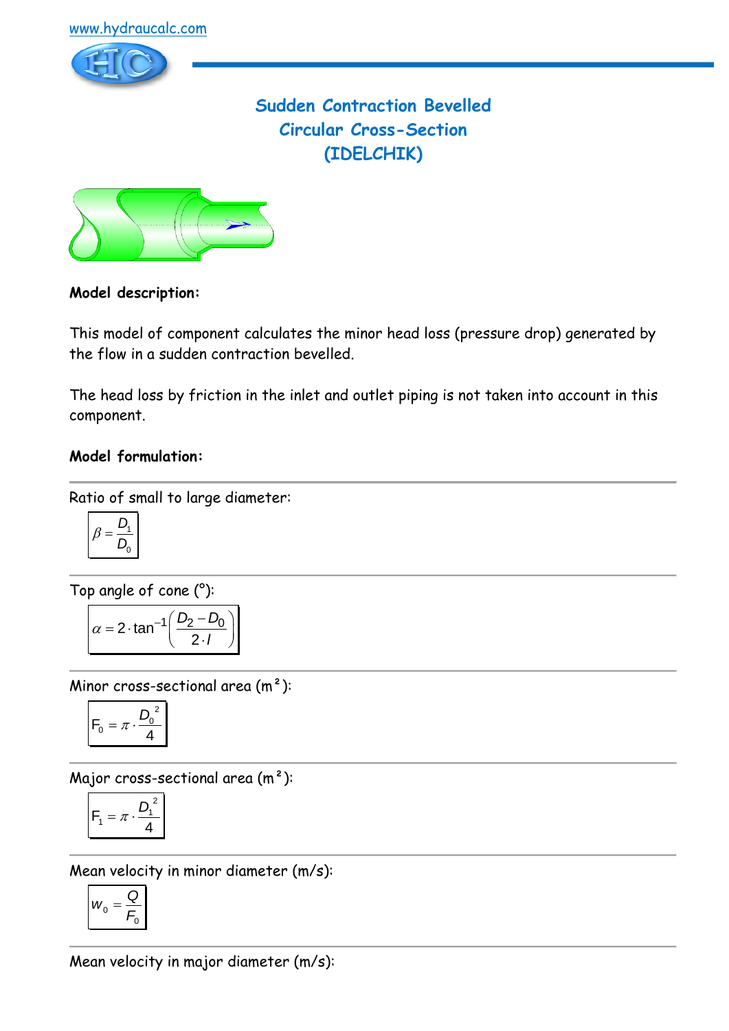www.hydraucalc.com

# Sudden Contraction Bevelled Circular Cross-Section (IDELCHIK)

**Model description:**

This model of component calculates the minor head loss (pressure drop) generated by the flow in a sudden contraction bevelled.

The head loss by friction in the inlet and outlet piping is not taken into account in this component.

**Model formulation:**

Ratio of small to large diameter:

$$\beta = \frac{D_1}{D_0}$$

Top angle of cone (°):

$$\alpha = 2 \cdot \tan^{-1}\left(\frac{D_2 - D_0}{2 \cdot l}\right)$$

Minor cross-sectional area (m²):

$$F_0 = \pi \cdot \frac{D_0^2}{4}$$

Major cross-sectional area (m²):

$$F_1 = \pi \cdot \frac{D_1^2}{4}$$

Mean velocity in minor diameter (m/s):

$$w_0 = \frac{Q}{F_0}$$

Mean velocity in major diameter (m/s):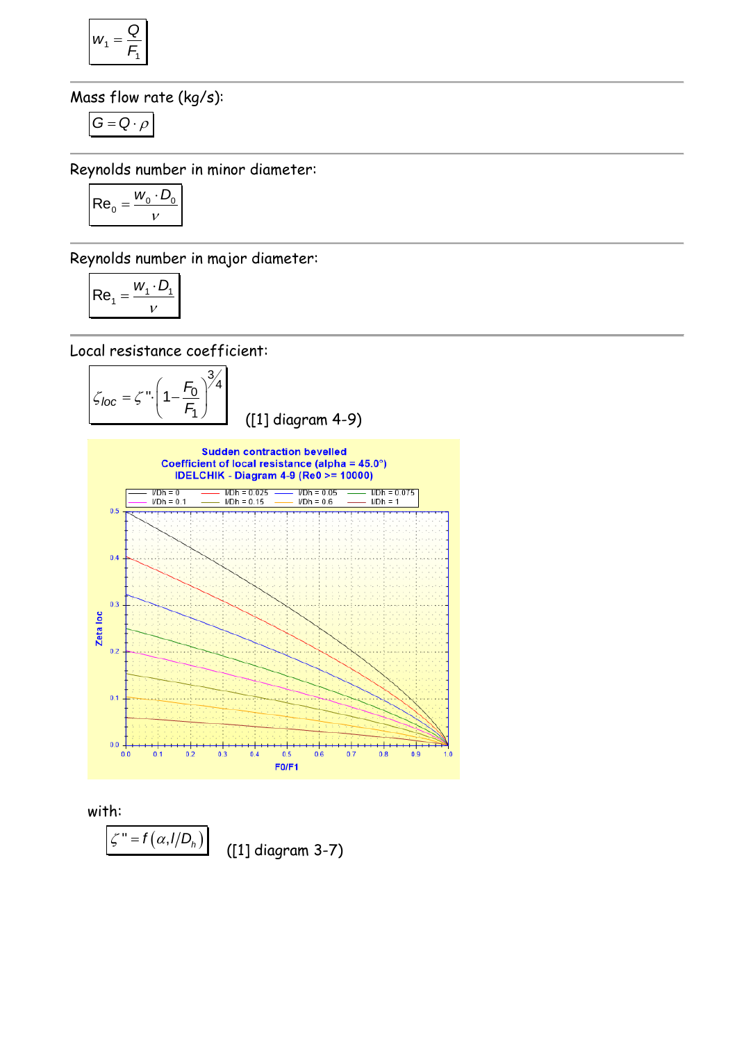$$w_1 = \frac{Q}{F_1}$$

Mass flow rate (kg/s):

$$G = Q \cdot \rho$$

Reynolds number in minor diameter:

$$\mathrm{Re}_0 = \frac{w_0 \cdot D_0}{\nu}$$

Reynolds number in major diameter:

$$\mathrm{Re}_1 = \frac{w_1 \cdot D_1}{\nu}$$

Local resistance coefficient:

$$\zeta_{loc} = \zeta'' \cdot \left(1 - \frac{F_0}{F_1}\right)^{3/4}$$

([1] diagram 4-9)

Sudden contraction bevelled
Coefficient of local resistance (alpha = 45.0°)
IDELCHIK - Diagram 4-9 (Re0 >= 10000)

with:

$$\zeta'' = f\left(\alpha, l/D_h\right)$$

([1] diagram 3-7)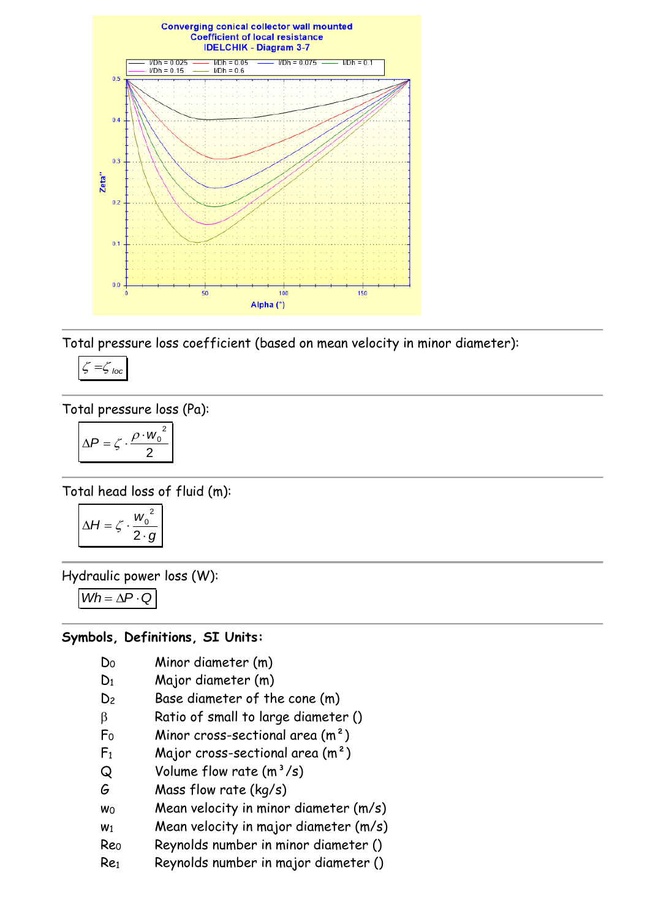Converging conical collector wall mounted
Coefficient of local resistance
IDELCHIK - Diagram 3-7

Total pressure loss coefficient (based on mean velocity in minor diameter):

$$\zeta = \zeta_{loc}$$

Total pressure loss (Pa):

$$\Delta P = \zeta \cdot \frac{\rho \cdot w_0^2}{2}$$

Total head loss of fluid (m):

$$\Delta H = \zeta \cdot \frac{w_0^2}{2 \cdot g}$$

Hydraulic power loss (W):

$$Wh = \Delta P \cdot Q$$

**Symbols, Definitions, SI Units:**

| | |
|---|---|
| $D_0$ | Minor diameter (m) |
| $D_1$ | Major diameter (m) |
| $D_2$ | Base diameter of the cone (m) |
| $\beta$ | Ratio of small to large diameter () |
| $F_0$ | Minor cross-sectional area (m²) |
| $F_1$ | Major cross-sectional area (m²) |
| $Q$ | Volume flow rate (m³/s) |
| $G$ | Mass flow rate (kg/s) |
| $w_0$ | Mean velocity in minor diameter (m/s) |
| $w_1$ | Mean velocity in major diameter (m/s) |
| $Re_0$ | Reynolds number in minor diameter () |
| $Re_1$ | Reynolds number in major diameter () |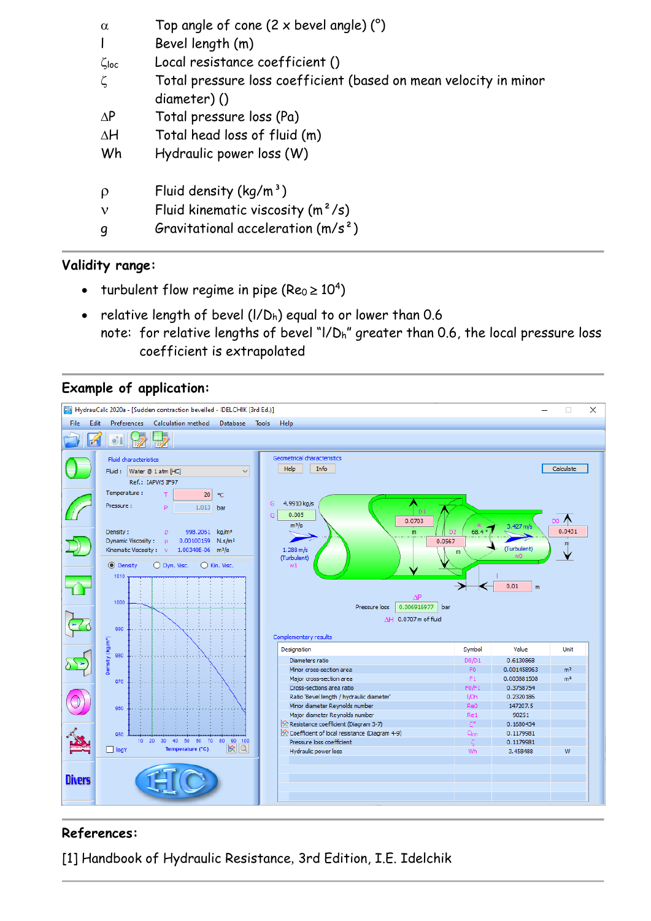| | |
|---|---|
| $\alpha$ | Top angle of cone (2 x bevel angle) (°) |
| $l$ | Bevel length (m) |
| $\zeta_{loc}$ | Local resistance coefficient () |
| $\zeta$ | Total pressure loss coefficient (based on mean velocity in minor diameter) () |
| $\Delta P$ | Total pressure loss (Pa) |
| $\Delta H$ | Total head loss of fluid (m) |
| Wh | Hydraulic power loss (W) |
| $\rho$ | Fluid density (kg/m³) |
| $\nu$ | Fluid kinematic viscosity (m²/s) |
| $g$ | Gravitational acceleration (m/s²) |

## Validity range:

- turbulent flow regime in pipe ($Re_0 \geq 10^4$)
- relative length of bevel ($l/D_h$) equal to or lower than 0.6
  note: for relative lengths of bevel "$l/D_h$" greater than 0.6, the local pressure loss coefficient is extrapolated

## Example of application:

HydrauCalc 2020a - [Sudden contraction bevelled - IDELCHIK (3rd Ed.)]

Fluid: Water @ 1 atm [HC]; Ref.: IAPWS IF97; Temperature: 20 °C; Pressure: 1.013 bar; Density: 998.2061 kg/m³; Dynamic Viscosity: 0.00100159 N.s/m²; Kinematic Viscosity: 1.00340E-06 m²/s

Geometrical characteristics: G = 4.9910 kg/s; Q = 0.005 m³/s; w1 = 1.288 m/s (Turbulent); D1 = 0.0703 m; D2 = 0.0567 m; α = 68.4 °; w0 = 3.427 m/s (Turbulent); D0 = 0.0431 m; l = 0.01 m

Pressure loss ΔP = 0.006916977 bar; ΔH = 0.0707 m of fluid

Complementary results

| Designation | Symbol | Value | Unit |
|---|---|---|---|
| Diameters ratio | D0/D1 | 0.6130868 | |
| Minor cross-section area | F0 | 0.001458963 | m² |
| Major cross-section area | F1 | 0.003881508 | m² |
| Cross-sections area ratio | F0/F1 | 0.3758754 | |
| Ratio 'Bevel length / hydraulic diameter' | l/Dh | 0.2320186 | |
| Minor diameter Reynolds number | Re0 | 147207.5 | |
| Major diameter Reynolds number | Re1 | 90251 | |
| Resistance coefficient (Diagram 3-7) | ζ' | 0.1680434 | |
| Coefficient of local resistance (Diagram 4-9) | ζloc | 0.1179581 | |
| Pressure loss coefficient | ζ | 0.1179581 | |
| Hydraulic power loss | Wh | 3.458488 | W |

## References:

[1] Handbook of Hydraulic Resistance, 3rd Edition, I.E. Idelchik